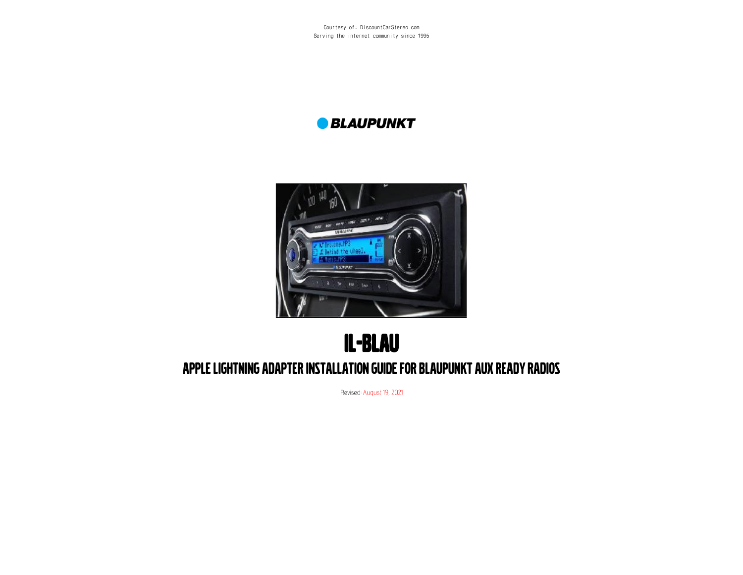Courtesy of: DiscountCarStereo.com
Serving the internet community since 1995

BLAUPUNKT

# IL-BLAU

## APPLE LIGHTNING ADAPTER INSTALLATION GUIDE FOR BLAUPUNKT AUX READY RADIOS

Revised: August 19, 2021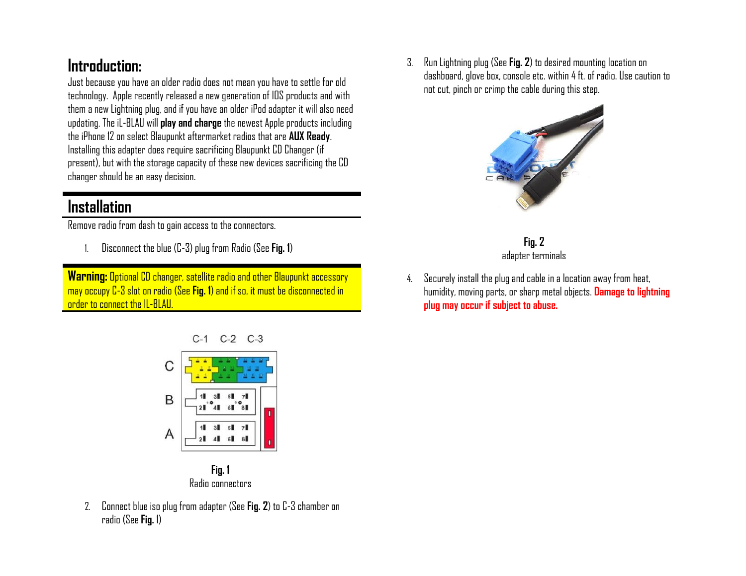## Introduction:

Just because you have an older radio does not mean you have to settle for old technology. Apple recently released a new generation of IOS products and with them a new Lightning plug, and if you have an older iPod adapter it will also need updating. The iL-BLAU will **play and charge** the newest Apple products including the iPhone 12 on select Blaupunkt aftermarket radios that are **AUX Ready**. Installing this adapter does require sacrificing Blaupunkt CD Changer (if present), but with the storage capacity of these new devices sacrificing the CD changer should be an easy decision.

## Installation

Remove radio from dash to gain access to the connectors.

1. Disconnect the blue (C-3) plug from Radio (See **Fig. 1**)

**Warning:** Optional CD changer, satellite radio and other Blaupunkt accessory may occupy C-3 slot on radio (See **Fig. 1**) and if so, it must be disconnected in order to connect the IL-BLAU.

**Fig. 1**
Radio connectors

2. Connect blue iso plug from adapter (See **Fig. 2**) to C-3 chamber on radio (See **Fig.** 1)

3. Run Lightning plug (See **Fig. 2**) to desired mounting location on dashboard, glove box, console etc. within 4 ft. of radio. Use caution to not cut, pinch or crimp the cable during this step.

**Fig. 2**
adapter terminals

4. Securely install the plug and cable in a location away from heat, humidity, moving parts, or sharp metal objects. **Damage to lightning plug may occur if subject to abuse.**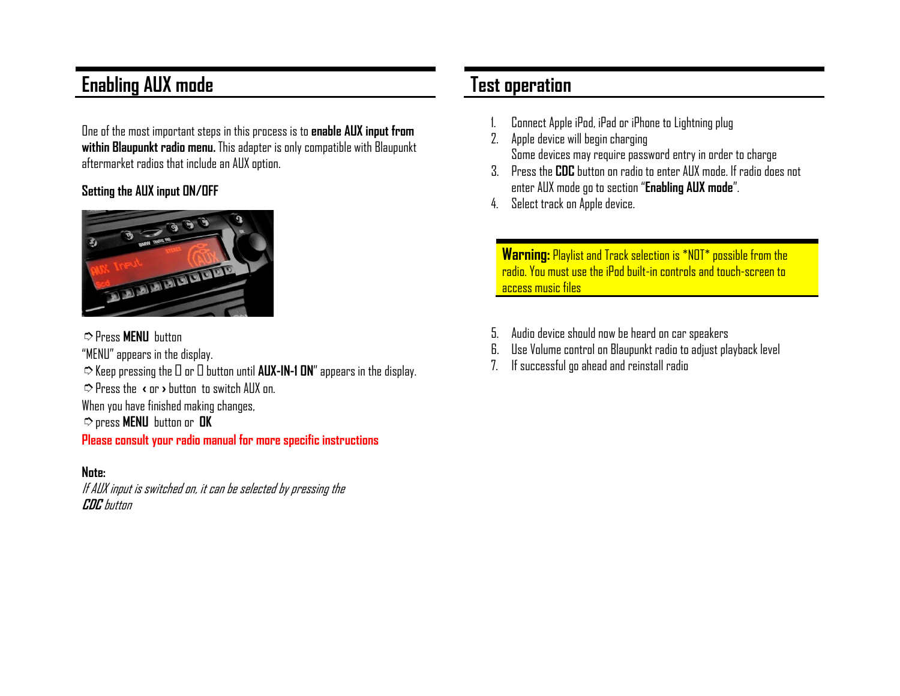## Enabling AUX mode

One of the most important steps in this process is to **enable AUX input from within Blaupunkt radio menu.** This adapter is only compatible with Blaupunkt aftermarket radios that include an AUX option.

**Setting the AUX input ON/OFF**

➪ Press **MENU** button

"MENU" appears in the display.

➪ Keep pressing the  or  button until **AUX-IN-1 ON**" appears in the display.

➪ Press the **‹** or **›** button to switch AUX on.

When you have finished making changes,

➪ press **MENU** button or **OK**

**Please consult your radio manual for more specific instructions**

**Note:**

*If AUX input is switched on, it can be selected by pressing the **CDC** button*

## Test operation

1. Connect Apple iPod, iPad or iPhone to Lightning plug
2. Apple device will begin charging
   Some devices may require password entry in order to charge
3. Press the **CDC** button on radio to enter AUX mode. If radio does not enter AUX mode go to section "**Enabling AUX mode**".
4. Select track on Apple device.

**Warning:** Playlist and Track selection is *NOT* possible from the radio. You must use the iPod built-in controls and touch-screen to access music files

5. Audio device should now be heard on car speakers
6. Use Volume control on Blaupunkt radio to adjust playback level
7. If successful go ahead and reinstall radio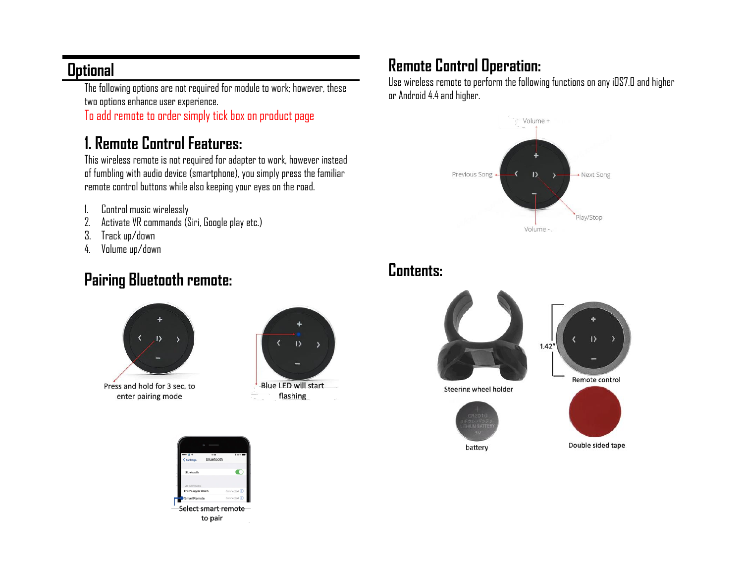# Optional

The following options are not required for module to work; however, these two options enhance user experience.

To add remote to order simply tick box on product page

## 1. Remote Control Features:

This wireless remote is not required for adapter to work, however instead of fumbling with audio device (smartphone), you simply press the familiar remote control buttons while also keeping your eyes on the road.

1. Control music wirelessly
2. Activate VR commands (Siri, Google play etc.)
3. Track up/down
4. Volume up/down

## Pairing Bluetooth remote:

Press and hold for 3 sec. to enter pairing mode

Blue LED will start flashing

Select smart remote to pair

# Remote Control Operation:

Use wireless remote to perform the following functions on any iOS7.0 and higher or Android 4.4 and higher.

Volume +

Previous Song

Next Song

Play/Stop

Volume -

# Contents:

Steering wheel holder

1.42"

Remote control

battery

Double sided tape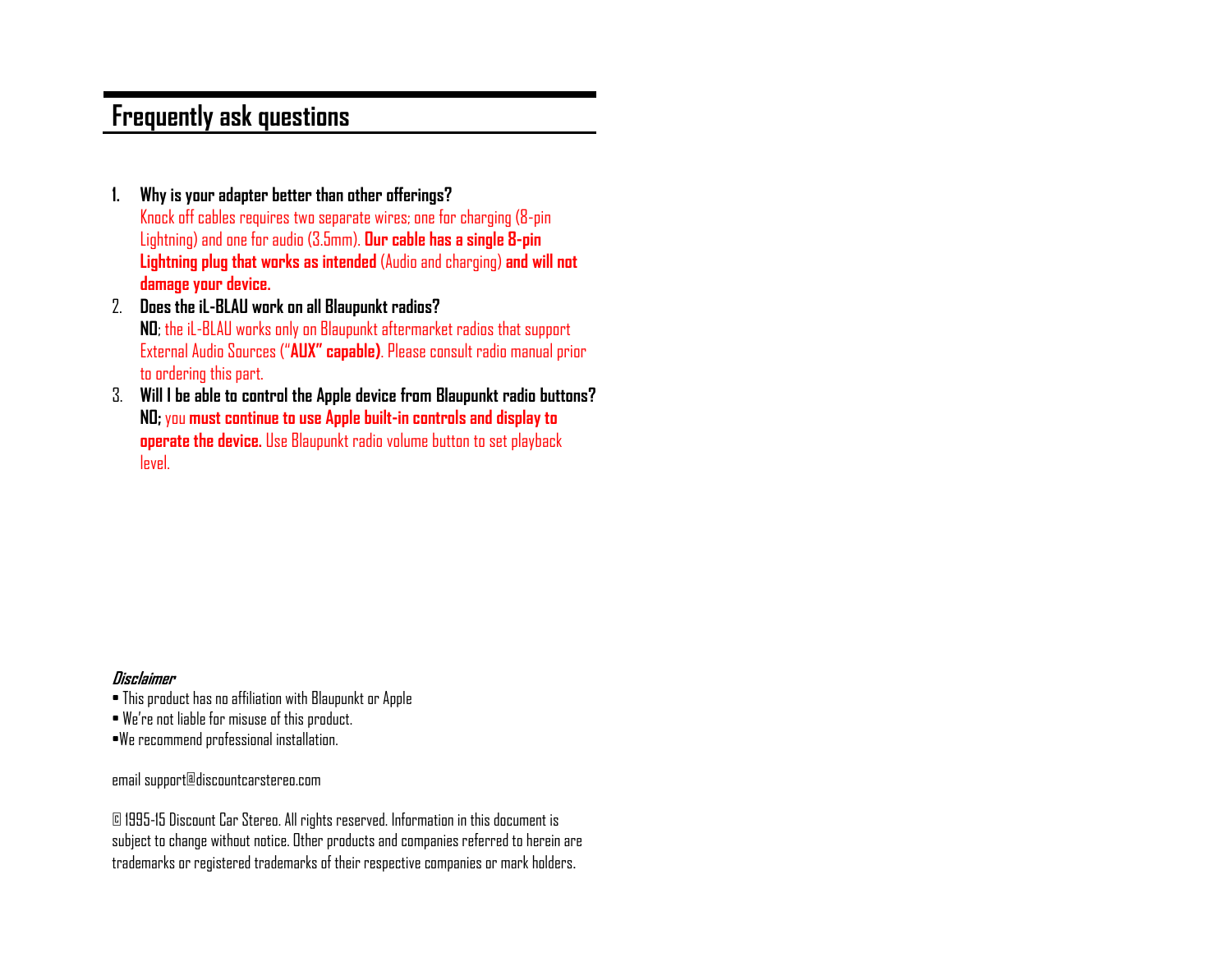## Frequently ask questions

1. **Why is your adapter better than other offerings?**
   Knock off cables requires two separate wires; one for charging (8-pin Lightning) and one for audio (3.5mm). **Our cable has a single 8-pin Lightning plug that works as intended** (Audio and charging) **and will not damage your device.**
2. **Does the iL-BLAU work on all Blaupunkt radios?**
   **NO**; the iL-BLAU works only on Blaupunkt aftermarket radios that support External Audio Sources (**"AUX" capable)**. Please consult radio manual prior to ordering this part.
3. **Will I be able to control the Apple device from Blaupunkt radio buttons?**
   **NO;** you **must continue to use Apple built-in controls and display to operate the device.** Use Blaupunkt radio volume button to set playback level.

***Disclaimer***

- This product has no affiliation with Blaupunkt or Apple
- We're not liable for misuse of this product.
- We recommend professional installation.

email support@discountcarstereo.com

© 1995-15 Discount Car Stereo. All rights reserved. Information in this document is subject to change without notice. Other products and companies referred to herein are trademarks or registered trademarks of their respective companies or mark holders.